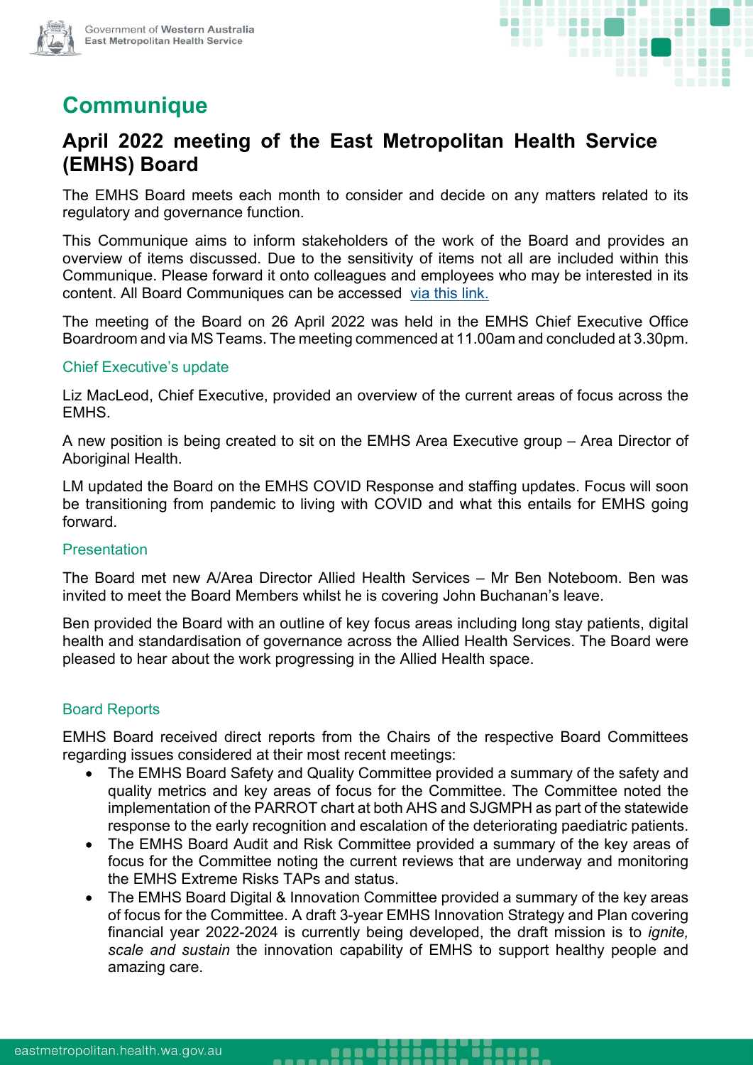# Communique

## April 2022 meeting of the East Metropolitan Health Service (EMHS) Board

The EMHS Board meets each month to consider and decide on any matters related to its regulatory and governance function.

This Communique aims to inform stakeholders of the work of the Board and provides an overview of items discussed. Due to the sensitivity of items not all are included within this Communique. Please forward it onto colleagues and employees who may be interested in its content. All Board Communiques can be accessed via this link.

The meeting of the Board on 26 April 2022 was held in the EMHS Chief Executive Office Boardroom and via MS Teams. The meeting commenced at 11.00am and concluded at 3.30pm.

### Chief Executive's update

Liz MacLeod, Chief Executive, provided an overview of the current areas of focus across the EMHS.

A new position is being created to sit on the EMHS Area Executive group – Area Director of Aboriginal Health.

LM updated the Board on the EMHS COVID Response and staffing updates. Focus will soon be transitioning from pandemic to living with COVID and what this entails for EMHS going forward.

### Presentation

The Board met new A/Area Director Allied Health Services – Mr Ben Noteboom. Ben was invited to meet the Board Members whilst he is covering John Buchanan's leave.

Ben provided the Board with an outline of key focus areas including long stay patients, digital health and standardisation of governance across the Allied Health Services. The Board were pleased to hear about the work progressing in the Allied Health space.

### Board Reports

EMHS Board received direct reports from the Chairs of the respective Board Committees regarding issues considered at their most recent meetings:

- The EMHS Board Safety and Quality Committee provided a summary of the safety and quality metrics and key areas of focus for the Committee. The Committee noted the implementation of the PARROT chart at both AHS and SJGMPH as part of the statewide response to the early recognition and escalation of the deteriorating paediatric patients.
- The EMHS Board Audit and Risk Committee provided a summary of the key areas of focus for the Committee noting the current reviews that are underway and monitoring the EMHS Extreme Risks TAPs and status.
- The EMHS Board Digital & Innovation Committee provided a summary of the key areas of focus for the Committee. A draft 3-year EMHS Innovation Strategy and Plan covering financial year 2022-2024 is currently being developed, the draft mission is to *ignite, scale and sustain* the innovation capability of EMHS to support healthy people and amazing care.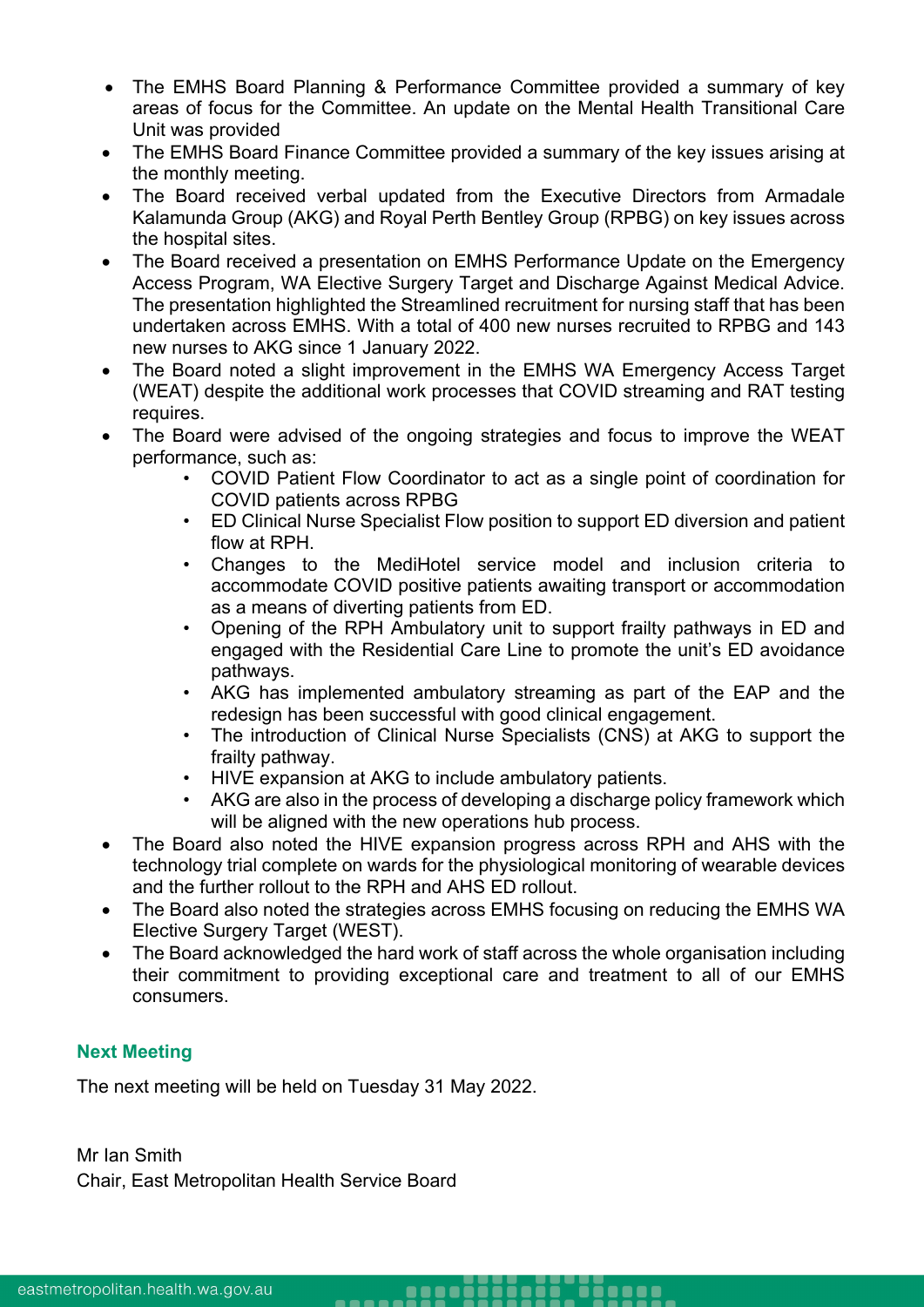- The EMHS Board Planning & Performance Committee provided a summary of key areas of focus for the Committee. An update on the Mental Health Transitional Care Unit was provided
- The EMHS Board Finance Committee provided a summary of the key issues arising at the monthly meeting.
- The Board received verbal updated from the Executive Directors from Armadale Kalamunda Group (AKG) and Royal Perth Bentley Group (RPBG) on key issues across the hospital sites.
- The Board received a presentation on EMHS Performance Update on the Emergency Access Program, WA Elective Surgery Target and Discharge Against Medical Advice. The presentation highlighted the Streamlined recruitment for nursing staff that has been undertaken across EMHS. With a total of 400 new nurses recruited to RPBG and 143 new nurses to AKG since 1 January 2022.
- The Board noted a slight improvement in the EMHS WA Emergency Access Target (WEAT) despite the additional work processes that COVID streaming and RAT testing requires.
- The Board were advised of the ongoing strategies and focus to improve the WEAT performance, such as:
    - COVID Patient Flow Coordinator to act as a single point of coordination for COVID patients across RPBG
    - ED Clinical Nurse Specialist Flow position to support ED diversion and patient flow at RPH.
    - Changes to the MediHotel service model and inclusion criteria to accommodate COVID positive patients awaiting transport or accommodation as a means of diverting patients from ED.
    - Opening of the RPH Ambulatory unit to support frailty pathways in ED and engaged with the Residential Care Line to promote the unit's ED avoidance pathways.
    - AKG has implemented ambulatory streaming as part of the EAP and the redesign has been successful with good clinical engagement.
    - The introduction of Clinical Nurse Specialists (CNS) at AKG to support the frailty pathway.
    - HIVE expansion at AKG to include ambulatory patients.
    - AKG are also in the process of developing a discharge policy framework which will be aligned with the new operations hub process.
- The Board also noted the HIVE expansion progress across RPH and AHS with the technology trial complete on wards for the physiological monitoring of wearable devices and the further rollout to the RPH and AHS ED rollout.
- The Board also noted the strategies across EMHS focusing on reducing the EMHS WA Elective Surgery Target (WEST).
- The Board acknowledged the hard work of staff across the whole organisation including their commitment to providing exceptional care and treatment to all of our EMHS consumers.

## Next Meeting

The next meeting will be held on Tuesday 31 May 2022.

Mr Ian Smith
Chair, East Metropolitan Health Service Board